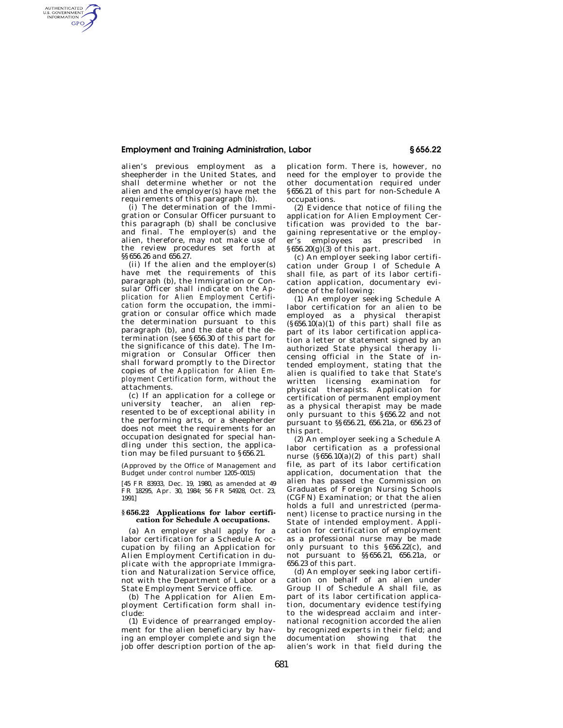alien's previous employment as a sheepherder in the United States, and shall determine whether or not the alien and the employer(s) have met the requirements of this paragraph (b).

(i) The determination of the Immigration or Consular Officer pursuant to this paragraph (b) shall be conclusive and final. The employer(s) and the alien, therefore, may not make use of the review procedures set forth at §§656.26 and 656.27.

(ii) If the alien and the employer(s) have met the requirements of this paragraph (b), the Immigration or Consular Officer shall indicate on the *Application for Alien Employment Certification* form the occupation, the immigration or consular office which made the determination pursuant to this paragraph (b), and the date of the determination (see §656.30 of this part for the significance of this date). The Immigration or Consular Officer then shall forward promptly to the Director copies of the *Application for Alien Employment Certification* form, without the attachments.

(c) If an application for a college or university teacher, an alien represented to be of exceptional ability in the performing arts, or a sheepherder does not meet the requirements for an occupation designated for special handling under this section, the application may be filed pursuant to §656.21.

(Approved by the Office of Management and Budget under control number 1205–0015)

[45 FR 83933, Dec. 19, 1980, as amended at 49 FR 18295, Apr. 30, 1984; 56 FR 54928, Oct. 23, 1991]

### §656.22 Applications for labor certification for Schedule A occupations.

(a) An employer shall apply for a labor certification for a Schedule A occupation by filing an Application for Alien Employment Certification in duplicate with the appropriate Immigration and Naturalization Service office, not with the Department of Labor or a State Employment Service office.

(b) The Application for Alien Employment Certification form shall include:

(1) Evidence of prearranged employment for the alien beneficiary by having an employer complete and sign the job offer description portion of the application form. There is, however, no need for the employer to provide the other documentation required under §656.21 of this part for non-Schedule A occupations.

(2) Evidence that notice of filing the application for Alien Employment Certification was provided to the bargaining representative or the employer's employees as prescribed in §656.20(g)(3) of this part.

(c) An employer seeking labor certification under Group I of Schedule A shall file, as part of its labor certification application, documentary evidence of the following:

(1) An employer seeking Schedule A labor certification for an alien to be employed as a physical therapist (§656.10(a)(1) of this part) shall file as part of its labor certification application a letter or statement signed by an authorized State physical therapy licensing official in the State of intended employment, stating that the alien is qualified to take that State's written licensing examination for physical therapists. Application for certification of permanent employment as a physical therapist may be made only pursuant to this §656.22 and not pursuant to §§656.21, 656.21a, or 656.23 of this part.

(2) An employer seeking a Schedule A labor certification as a professional nurse (§656.10(a)(2) of this part) shall file, as part of its labor certification application, documentation that the alien has passed the Commission on Graduates of Foreign Nursing Schools (CGFN) Examination; or that the alien holds a full and unrestricted (permanent) license to practice nursing in the State of intended employment. Application for certification of employment as a professional nurse may be made only pursuant to this §656.22(c), and not pursuant to §§656.21, 656.21a, or 656.23 of this part.

(d) An employer seeking labor certification on behalf of an alien under Group II of Schedule A shall file, as part of its labor certification application, documentary evidence testifying to the widespread acclaim and international recognition accorded the alien by recognized experts in their field; and documentation showing that the alien's work in that field during the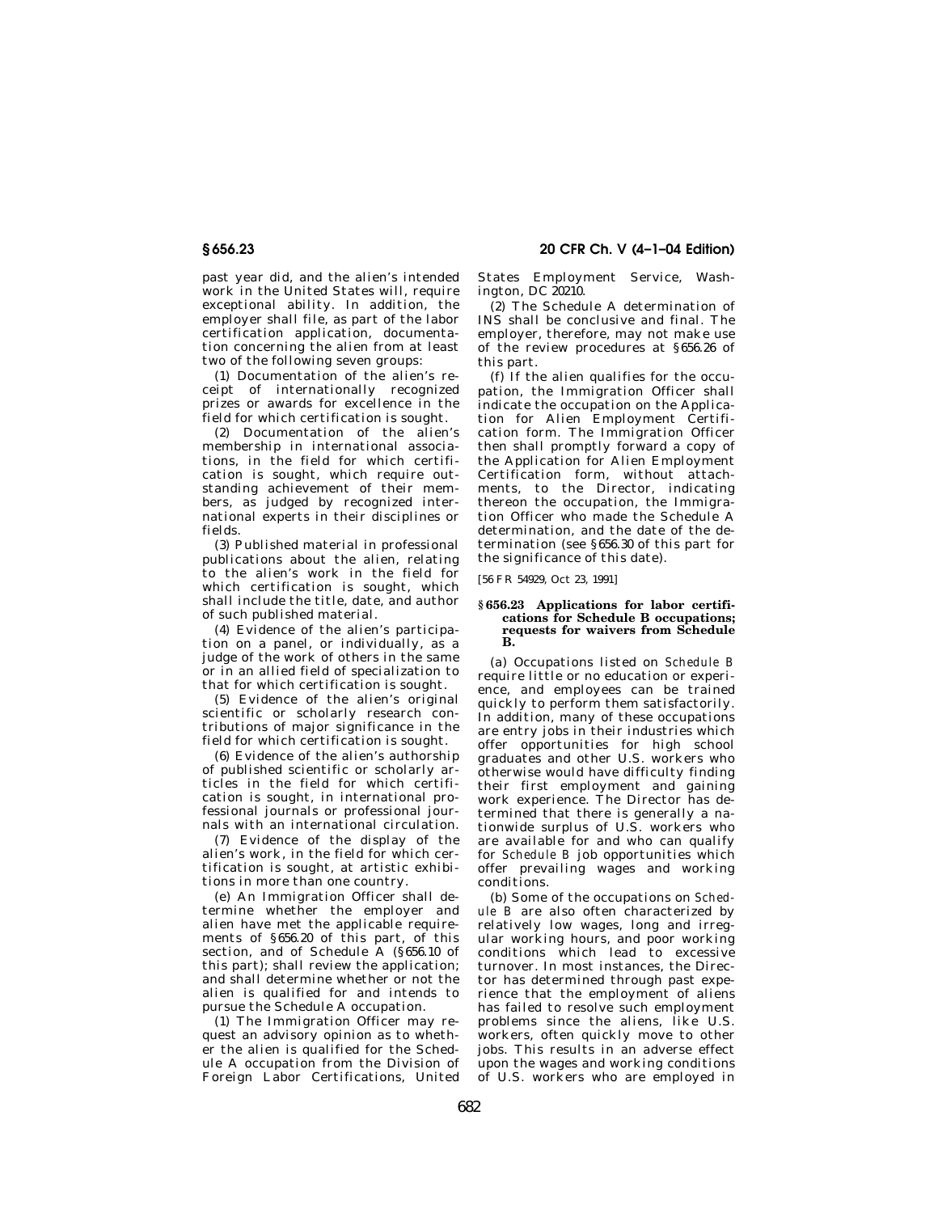past year did, and the alien's intended work in the United States will, require exceptional ability. In addition, the employer shall file, as part of the labor certification application, documentation concerning the alien from at least two of the following seven groups:

(1) Documentation of the alien's receipt of internationally recognized prizes or awards for excellence in the field for which certification is sought.

(2) Documentation of the alien's membership in international associations, in the field for which certification is sought, which require outstanding achievement of their members, as judged by recognized international experts in their disciplines or fields.

(3) Published material in professional publications about the alien, relating to the alien's work in the field for which certification is sought, which shall include the title, date, and author of such published material.

(4) Evidence of the alien's participation on a panel, or individually, as a judge of the work of others in the same or in an allied field of specialization to that for which certification is sought.

(5) Evidence of the alien's original scientific or scholarly research contributions of major significance in the field for which certification is sought.

(6) Evidence of the alien's authorship of published scientific or scholarly articles in the field for which certification is sought, in international professional journals or professional journals with an international circulation.

(7) Evidence of the display of the alien's work, in the field for which certification is sought, at artistic exhibitions in more than one country.

(e) An Immigration Officer shall determine whether the employer and alien have met the applicable requirements of §656.20 of this part, of this section, and of Schedule A (§656.10 of this part); shall review the application; and shall determine whether or not the alien is qualified for and intends to pursue the Schedule A occupation.

(1) The Immigration Officer may request an advisory opinion as to whether the alien is qualified for the Schedule A occupation from the Division of Foreign Labor Certifications, United States Employment Service, Washington, DC 20210.

(2) The Schedule A determination of INS shall be conclusive and final. The employer, therefore, may not make use of the review procedures at §656.26 of this part.

(f) If the alien qualifies for the occupation, the Immigration Officer shall indicate the occupation on the Application for Alien Employment Certification form. The Immigration Officer then shall promptly forward a copy of the Application for Alien Employment Certification form, without attachments, to the Director, indicating thereon the occupation, the Immigration Officer who made the Schedule A determination, and the date of the determination (see §656.30 of this part for the significance of this date).

[56 FR 54929, Oct 23, 1991]

### §656.23 Applications for labor certifications for Schedule B occupations; requests for waivers from Schedule B.

(a) Occupations listed on *Schedule B* require little or no education or experience, and employees can be trained quickly to perform them satisfactorily. In addition, many of these occupations are entry jobs in their industries which offer opportunities for high school graduates and other U.S. workers who otherwise would have difficulty finding their first employment and gaining work experience. The Director has determined that there is generally a nationwide surplus of U.S. workers who are available for and who can qualify for *Schedule B* job opportunities which offer prevailing wages and working conditions.

(b) Some of the occupations on *Schedule B* are also often characterized by relatively low wages, long and irregular working hours, and poor working conditions which lead to excessive turnover. In most instances, the Director has determined through past experience that the employment of aliens has failed to resolve such employment problems since the aliens, like U.S. workers, often quickly move to other jobs. This results in an adverse effect upon the wages and working conditions of U.S. workers who are employed in